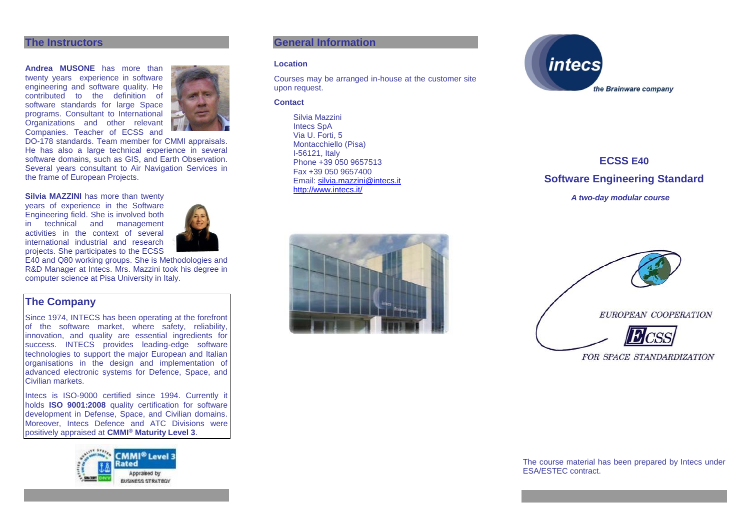## The Instructors

**Andrea MUSONE** has more than twenty years experience in software engineering and software quality. He contributed to the definition of software standards for large Space programs. Consultant to International Organizations and other relevant Companies. Teacher of ECSS and DO-178 standards. Team member for CMMI appraisals. He has also a large technical experience in several software domains, such as GIS, and Earth Observation. Several years consultant to Air Navigation Services in the frame of European Projects.

**Silvia MAZZINI** has more than twenty years of experience in the Software Engineering field. She is involved both in technical and management activities in the context of several international industrial and research projects. She participates to the ECSS E40 and Q80 working groups. She is Methodologies and R&D Manager at Intecs. Mrs. Mazzini took his degree in computer science at Pisa University in Italy.

## The Company

Since 1974, INTECS has been operating at the forefront of the software market, where safety, reliability, innovation, and quality are essential ingredients for success. INTECS provides leading-edge software technologies to support the major European and Italian organisations in the design and implementation of advanced electronic systems for Defence, Space, and Civilian markets.

Intecs is ISO-9000 certified since 1994. Currently it holds **ISO 9001:2008** quality certification for software development in Defense, Space, and Civilian domains. Moreover, Intecs Defence and ATC Divisions were positively appraised at **CMMI® Maturity Level 3**.

CMMI® Level 3 Rated
Appraised by BUSINESS STRATEGY

## General Information

**Location**

Courses may be arranged in-house at the customer site upon request.

**Contact**

Silvia Mazzini
Intecs SpA
Via U. Forti, 5
Montacchiello (Pisa)
I-56121, Italy
Phone +39 050 9657513
Fax +39 050 9657400
Email: silvia.mazzini@intecs.it
http://www.intecs.it/

intecs
*the Brainware company*

# ECSS E40

# Software Engineering Standard

***A two-day modular course***

EUROPEAN COOPERATION
ECSS
FOR SPACE STANDARDIZATION

The course material has been prepared by Intecs under ESA/ESTEC contract.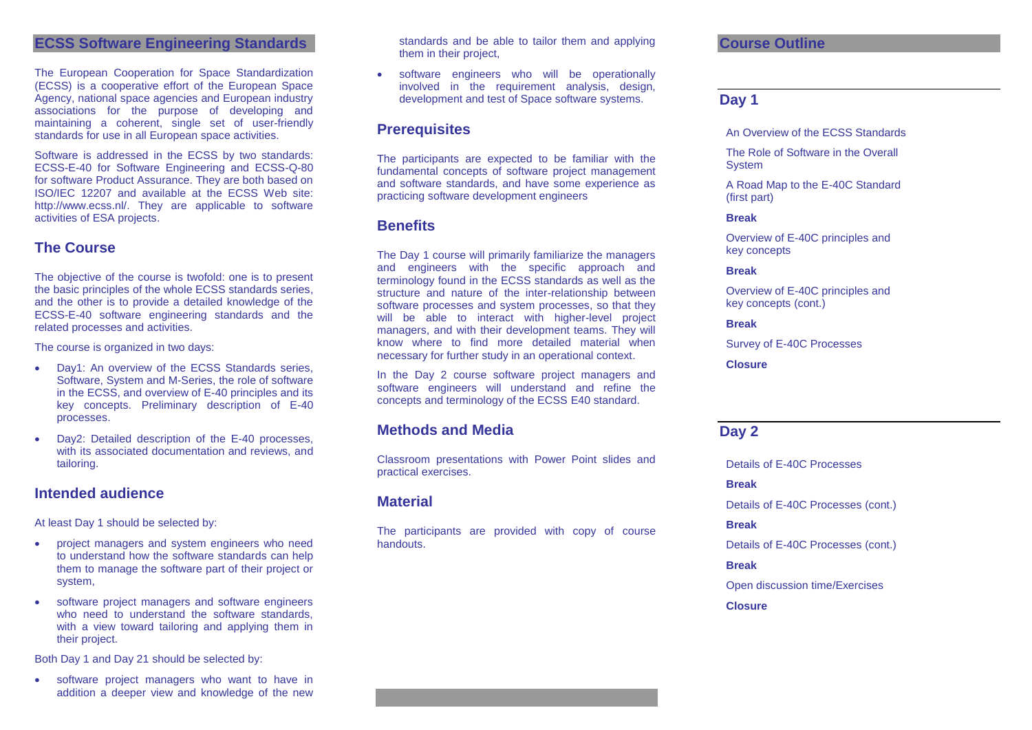## ECSS Software Engineering Standards

The European Cooperation for Space Standardization (ECSS) is a cooperative effort of the European Space Agency, national space agencies and European industry associations for the purpose of developing and maintaining a coherent, single set of user-friendly standards for use in all European space activities.

Software is addressed in the ECSS by two standards: ECSS-E-40 for Software Engineering and ECSS-Q-80 for software Product Assurance. They are both based on ISO/IEC 12207 and available at the ECSS Web site: http://www.ecss.nl/. They are applicable to software activities of ESA projects.

### The Course

The objective of the course is twofold: one is to present the basic principles of the whole ECSS standards series, and the other is to provide a detailed knowledge of the ECSS-E-40 software engineering standards and the related processes and activities.

The course is organized in two days:

- Day1: An overview of the ECSS Standards series, Software, System and M-Series, the role of software in the ECSS, and overview of E-40 principles and its key concepts. Preliminary description of E-40 processes.
- Day2: Detailed description of the E-40 processes, with its associated documentation and reviews, and tailoring.

### Intended audience

At least Day 1 should be selected by:

- project managers and system engineers who need to understand how the software standards can help them to manage the software part of their project or system,
- software project managers and software engineers who need to understand the software standards, with a view toward tailoring and applying them in their project.

Both Day 1 and Day 21 should be selected by:

- software project managers who want to have in addition a deeper view and knowledge of the new standards and be able to tailor them and applying them in their project,
- software engineers who will be operationally involved in the requirement analysis, design, development and test of Space software systems.

### Prerequisites

The participants are expected to be familiar with the fundamental concepts of software project management and software standards, and have some experience as practicing software development engineers

### Benefits

The Day 1 course will primarily familiarize the managers and engineers with the specific approach and terminology found in the ECSS standards as well as the structure and nature of the inter-relationship between software processes and system processes, so that they will be able to interact with higher-level project managers, and with their development teams. They will know where to find more detailed material when necessary for further study in an operational context.

In the Day 2 course software project managers and software engineers will understand and refine the concepts and terminology of the ECSS E40 standard.

### Methods and Media

Classroom presentations with Power Point slides and practical exercises.

### Material

The participants are provided with copy of course handouts.

## Course Outline

### Day 1

An Overview of the ECSS Standards

The Role of Software in the Overall System

A Road Map to the E-40C Standard (first part)

**Break**

Overview of E-40C principles and key concepts

**Break**

Overview of E-40C principles and key concepts (cont.)

**Break**

Survey of E-40C Processes

**Closure**

### Day 2

Details of E-40C Processes

**Break**

Details of E-40C Processes (cont.)

**Break**

Details of E-40C Processes (cont.)

**Break**

Open discussion time/Exercises

**Closure**